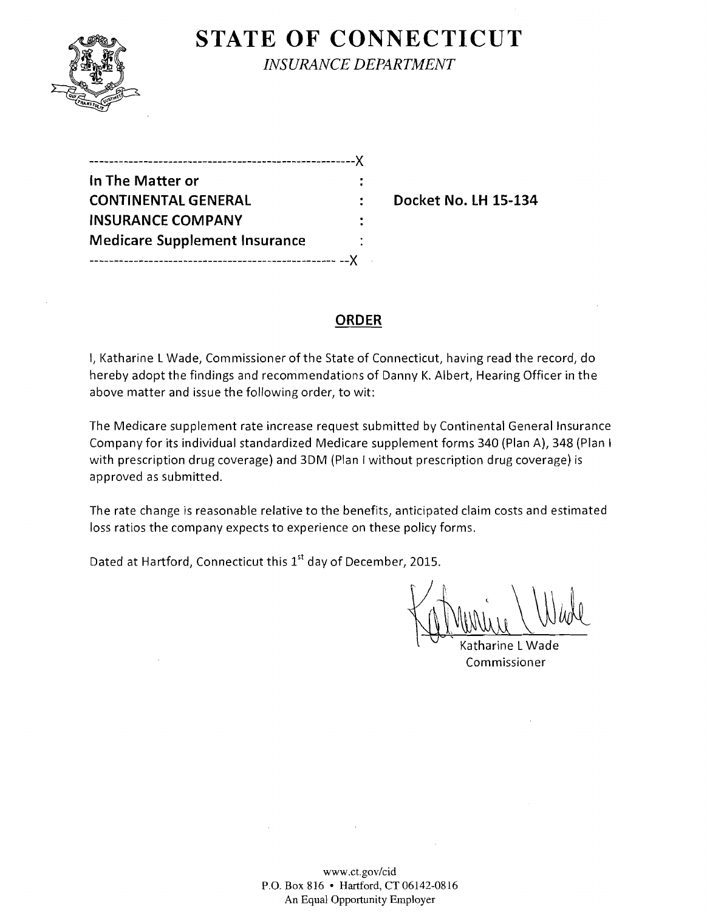# STATE OF CONNECTICUT

*INSURANCE DEPARTMENT*

| | | |
|---|---|---|
| **In The Matter or** | : | |
| **CONTINENTAL GENERAL** | : | **Docket No. LH 15-134** |
| **INSURANCE COMPANY** | : | |
| **Medicare Supplement Insurance** | : | |

## ORDER

I, Katharine L Wade, Commissioner of the State of Connecticut, having read the record, do hereby adopt the findings and recommendations of Danny K. Albert, Hearing Officer in the above matter and issue the following order, to wit:

The Medicare supplement rate increase request submitted by Continental General Insurance Company for its individual standardized Medicare supplement forms 340 (Plan A), 348 (Plan I with prescription drug coverage) and 3DM (Plan I without prescription drug coverage) is approved as submitted.

The rate change is reasonable relative to the benefits, anticipated claim costs and estimated loss ratios the company expects to experience on these policy forms.

Dated at Hartford, Connecticut this 1st day of December, 2015.

Katharine L Wade
Commissioner

www.ct.gov/cid
P.O. Box 816 • Hartford, CT 06142-0816
An Equal Opportunity Employer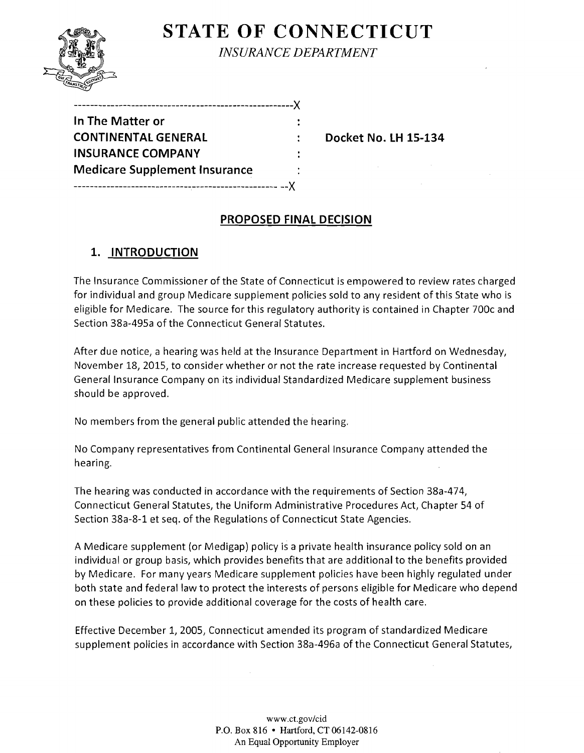# STATE OF CONNECTICUT

*INSURANCE DEPARTMENT*

```
-----------------------------------------------------X
In The Matter or                                     :
CONTINENTAL GENERAL                                  :    Docket No. LH 15-134
INSURANCE COMPANY                                    :
Medicare Supplement Insurance                        :
--------------------------------------------------- --X
```

## PROPOSED FINAL DECISION

### 1. INTRODUCTION

The Insurance Commissioner of the State of Connecticut is empowered to review rates charged for individual and group Medicare supplement policies sold to any resident of this State who is eligible for Medicare. The source for this regulatory authority is contained in Chapter 700c and Section 38a-495a of the Connecticut General Statutes.

After due notice, a hearing was held at the Insurance Department in Hartford on Wednesday, November 18, 2015, to consider whether or not the rate increase requested by Continental General Insurance Company on its individual Standardized Medicare supplement business should be approved.

No members from the general public attended the hearing.

No Company representatives from Continental General Insurance Company attended the hearing.

The hearing was conducted in accordance with the requirements of Section 38a-474, Connecticut General Statutes, the Uniform Administrative Procedures Act, Chapter 54 of Section 38a-8-1 et seq. of the Regulations of Connecticut State Agencies.

A Medicare supplement (or Medigap) policy is a private health insurance policy sold on an individual or group basis, which provides benefits that are additional to the benefits provided by Medicare. For many years Medicare supplement policies have been highly regulated under both state and federal law to protect the interests of persons eligible for Medicare who depend on these policies to provide additional coverage for the costs of health care.

Effective December 1, 2005, Connecticut amended its program of standardized Medicare supplement policies in accordance with Section 38a-496a of the Connecticut General Statutes,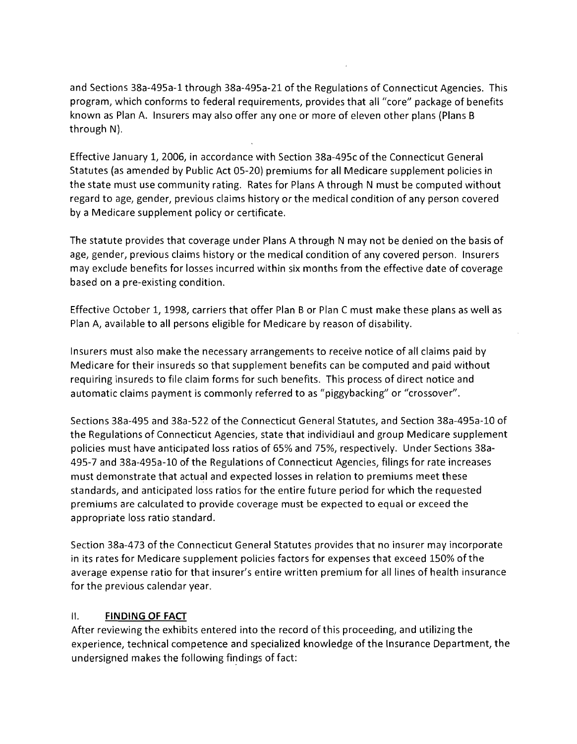and Sections 38a-495a-1 through 38a-495a-21 of the Regulations of Connecticut Agencies. This program, which conforms to federal requirements, provides that all "core" package of benefits known as Plan A. Insurers may also offer any one or more of eleven other plans (Plans B through N).

Effective January 1, 2006, in accordance with Section 38a-495c of the Connecticut General Statutes (as amended by Public Act 05-20) premiums for all Medicare supplement policies in the state must use community rating. Rates for Plans A through N must be computed without regard to age, gender, previous claims history or the medical condition of any person covered by a Medicare supplement policy or certificate.

The statute provides that coverage under Plans A through N may not be denied on the basis of age, gender, previous claims history or the medical condition of any covered person. Insurers may exclude benefits for losses incurred within six months from the effective date of coverage based on a pre-existing condition.

Effective October 1, 1998, carriers that offer Plan B or Plan C must make these plans as well as Plan A, available to all persons eligible for Medicare by reason of disability.

Insurers must also make the necessary arrangements to receive notice of all claims paid by Medicare for their insureds so that supplement benefits can be computed and paid without requiring insureds to file claim forms for such benefits. This process of direct notice and automatic claims payment is commonly referred to as "piggybacking" or "crossover".

Sections 38a-495 and 38a-522 of the Connecticut General Statutes, and Section 38a-495a-10 of the Regulations of Connecticut Agencies, state that individiaul and group Medicare supplement policies must have anticipated loss ratios of 65% and 75%, respectively. Under Sections 38a-495-7 and 38a-495a-10 of the Regulations of Connecticut Agencies, filings for rate increases must demonstrate that actual and expected losses in relation to premiums meet these standards, and anticipated loss ratios for the entire future period for which the requested premiums are calculated to provide coverage must be expected to equal or exceed the appropriate loss ratio standard.

Section 38a-473 of the Connecticut General Statutes provides that no insurer may incorporate in its rates for Medicare supplement policies factors for expenses that exceed 150% of the average expense ratio for that insurer's entire written premium for all lines of health insurance for the previous calendar year.

## II. FINDING OF FACT

After reviewing the exhibits entered into the record of this proceeding, and utilizing the experience, technical competence and specialized knowledge of the Insurance Department, the undersigned makes the following findings of fact: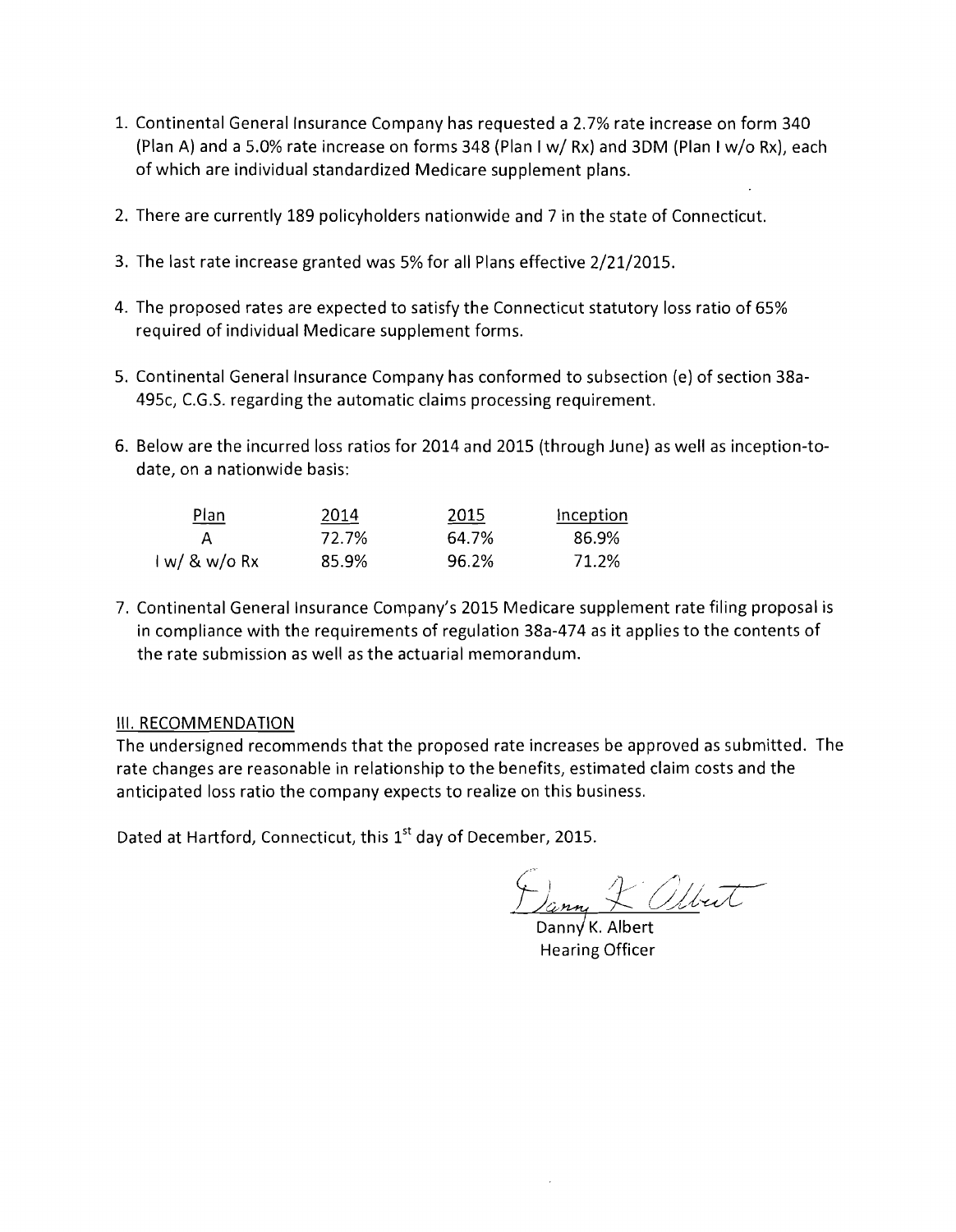1. Continental General Insurance Company has requested a 2.7% rate increase on form 340 (Plan A) and a 5.0% rate increase on forms 348 (Plan I w/ Rx) and 3DM (Plan I w/o Rx), each of which are individual standardized Medicare supplement plans.

2. There are currently 189 policyholders nationwide and 7 in the state of Connecticut.

3. The last rate increase granted was 5% for all Plans effective 2/21/2015.

4. The proposed rates are expected to satisfy the Connecticut statutory loss ratio of 65% required of individual Medicare supplement forms.

5. Continental General Insurance Company has conformed to subsection (e) of section 38a-495c, C.G.S. regarding the automatic claims processing requirement.

6. Below are the incurred loss ratios for 2014 and 2015 (through June) as well as inception-to-date, on a nationwide basis:

| Plan | 2014 | 2015 | Inception |
|---|---|---|---|
| A | 72.7% | 64.7% | 86.9% |
| I w/ & w/o Rx | 85.9% | 96.2% | 71.2% |

7. Continental General Insurance Company's 2015 Medicare supplement rate filing proposal is in compliance with the requirements of regulation 38a-474 as it applies to the contents of the rate submission as well as the actuarial memorandum.

## III. RECOMMENDATION

The undersigned recommends that the proposed rate increases be approved as submitted. The rate changes are reasonable in relationship to the benefits, estimated claim costs and the anticipated loss ratio the company expects to realize on this business.

Dated at Hartford, Connecticut, this 1st day of December, 2015.

Danny K. Albert
Hearing Officer